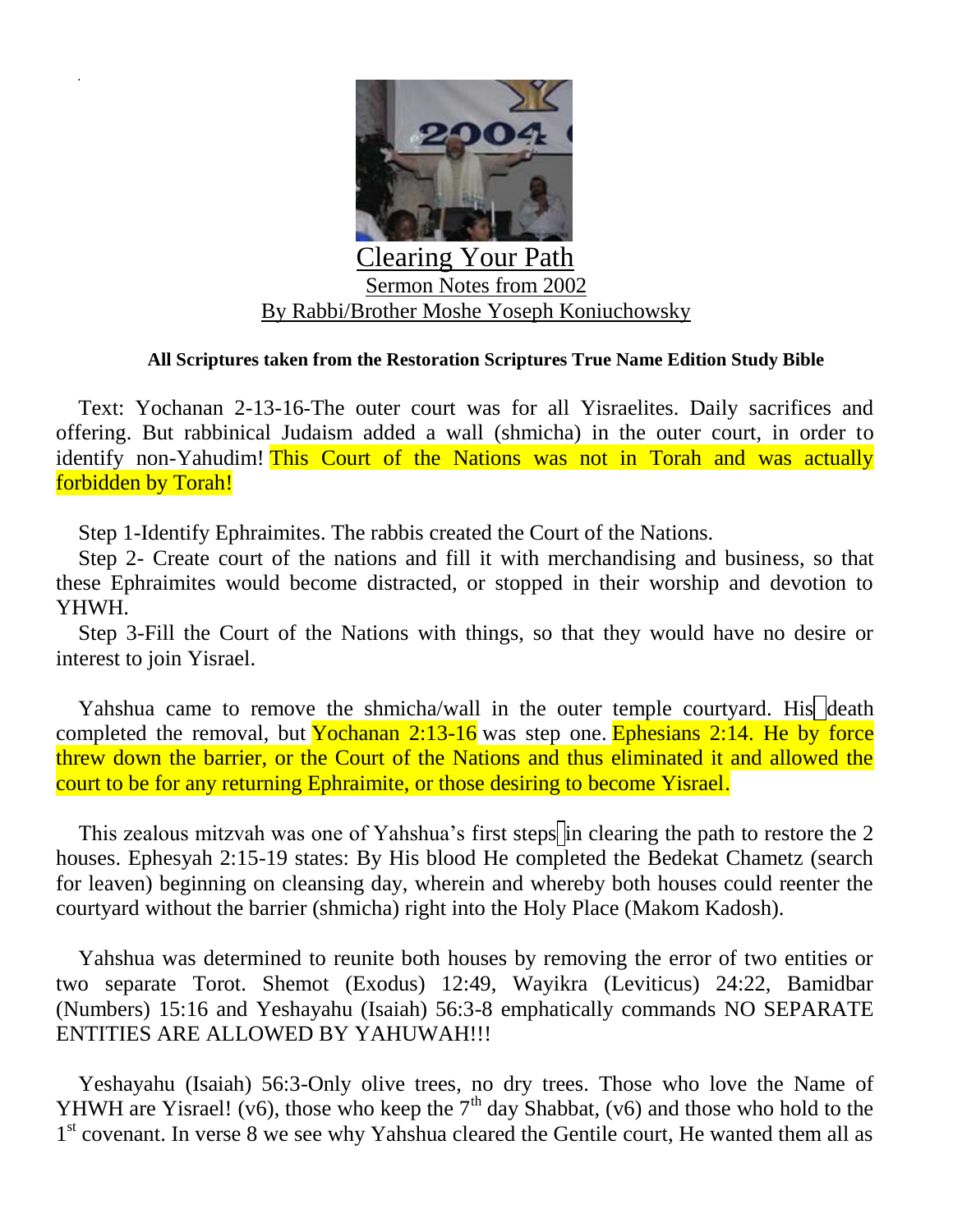# Clearing Your Path

Sermon Notes from 2002

By Rabbi/Brother Moshe Yoseph Koniuchowsky

**All Scriptures taken from the Restoration Scriptures True Name Edition Study Bible**

Text: Yochanan 2-13-16-The outer court was for all Yisraelites. Daily sacrifices and offering. But rabbinical Judaism added a wall (shmicha) in the outer court, in order to identify non-Yahudim! This Court of the Nations was not in Torah and was actually forbidden by Torah!

Step 1-Identify Ephraimites. The rabbis created the Court of the Nations.

Step 2- Create court of the nations and fill it with merchandising and business, so that these Ephraimites would become distracted, or stopped in their worship and devotion to YHWH.

Step 3-Fill the Court of the Nations with things, so that they would have no desire or interest to join Yisrael.

Yahshua came to remove the shmicha/wall in the outer temple courtyard. His death completed the removal, but Yochanan 2:13-16 was step one. Ephesians 2:14. He by force threw down the barrier, or the Court of the Nations and thus eliminated it and allowed the court to be for any returning Ephraimite, or those desiring to become Yisrael.

This zealous mitzvah was one of Yahshua's first steps in clearing the path to restore the 2 houses. Ephesyah 2:15-19 states: By His blood He completed the Bedekat Chametz (search for leaven) beginning on cleansing day, wherein and whereby both houses could reenter the courtyard without the barrier (shmicha) right into the Holy Place (Makom Kadosh).

Yahshua was determined to reunite both houses by removing the error of two entities or two separate Torot. Shemot (Exodus) 12:49, Wayikra (Leviticus) 24:22, Bamidbar (Numbers) 15:16 and Yeshayahu (Isaiah) 56:3-8 emphatically commands NO SEPARATE ENTITIES ARE ALLOWED BY YAHUWAH!!!

Yeshayahu (Isaiah) 56:3-Only olive trees, no dry trees. Those who love the Name of YHWH are Yisrael! (v6), those who keep the 7th day Shabbat, (v6) and those who hold to the 1st covenant. In verse 8 we see why Yahshua cleared the Gentile court, He wanted them all as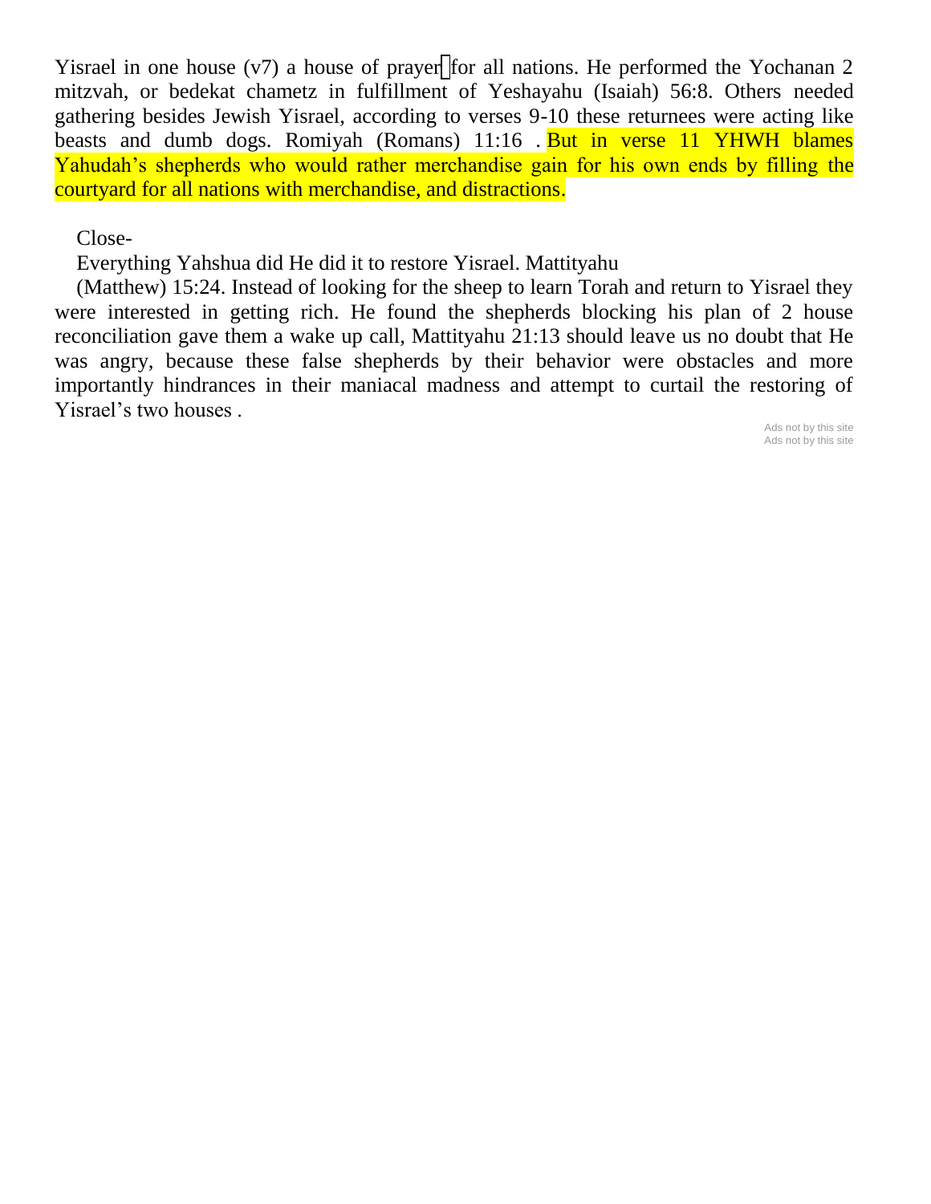Yisrael in one house (v7) a house of prayer for all nations. He performed the Yochanan 2 mitzvah, or bedekat chametz in fulfillment of Yeshayahu (Isaiah) 56:8. Others needed gathering besides Jewish Yisrael, according to verses 9-10 these returnees were acting like beasts and dumb dogs. Romiyah (Romans) 11:16 . But in verse 11 YHWH blames Yahudah's shepherds who would rather merchandise gain for his own ends by filling the courtyard for all nations with merchandise, and distractions.

Close-

Everything Yahshua did He did it to restore Yisrael. Mattityahu (Matthew) 15:24. Instead of looking for the sheep to learn Torah and return to Yisrael they were interested in getting rich. He found the shepherds blocking his plan of 2 house reconciliation gave them a wake up call, Mattityahu 21:13 should leave us no doubt that He was angry, because these false shepherds by their behavior were obstacles and more importantly hindrances in their maniacal madness and attempt to curtail the restoring of Yisrael's two houses .